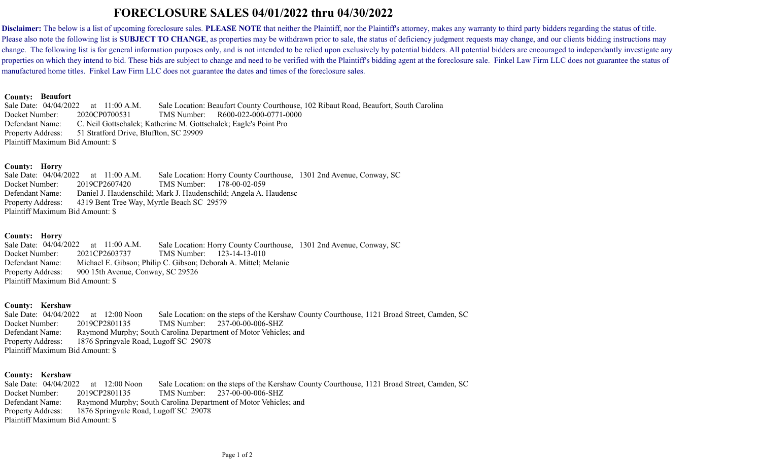# FORECLOSURE SALES 04/01/2022 thru 04/30/2022

**Disclaimer:** The below is a list of upcoming foreclosure sales. **PLEASE NOTE** that neither the Plaintiff, nor the Plaintiff's attorney, makes any warranty to third party bidders regarding the status of title. Please also note the following list is **SUBJECT TO CHANGE**, as properties may be withdrawn prior to sale, the status of deficiency judgment requests may change, and our clients bidding instructions may change. The following list is for general information purposes only, and is not intended to be relied upon exclusively by potential bidders. All potential bidders are encouraged to independantly investigate any properties on which they intend to bid. These bids are subject to change and need to be verified with the Plaintiff's bidding agent at the foreclosure sale. Finkel Law Firm LLC does not guarantee the status of manufactured home titles. Finkel Law Firm LLC does not guarantee the dates and times of the foreclosure sales.

**County: Beaufort**
Sale Date: 04/04/2022 at 11:00 A.M. Sale Location: Beaufort County Courthouse, 102 Ribaut Road, Beaufort, South Carolina
Docket Number: 2020CP0700531 TMS Number: R600-022-000-0771-0000
Defendant Name: C. Neil Gottschalck; Katherine M. Gottschalck; Eagle's Point Pro
Property Address: 51 Stratford Drive, Bluffton, SC 29909
Plaintiff Maximum Bid Amount: $

**County: Horry**
Sale Date: 04/04/2022 at 11:00 A.M. Sale Location: Horry County Courthouse, 1301 2nd Avenue, Conway, SC
Docket Number: 2019CP2607420 TMS Number: 178-00-02-059
Defendant Name: Daniel J. Haudenschild; Mark J. Haudenschild; Angela A. Haudensc
Property Address: 4319 Bent Tree Way, Myrtle Beach SC 29579
Plaintiff Maximum Bid Amount: $

**County: Horry**
Sale Date: 04/04/2022 at 11:00 A.M. Sale Location: Horry County Courthouse, 1301 2nd Avenue, Conway, SC
Docket Number: 2021CP2603737 TMS Number: 123-14-13-010
Defendant Name: Michael E. Gibson; Philip C. Gibson; Deborah A. Mittel; Melanie
Property Address: 900 15th Avenue, Conway, SC 29526
Plaintiff Maximum Bid Amount: $

**County: Kershaw**
Sale Date: 04/04/2022 at 12:00 Noon Sale Location: on the steps of the Kershaw County Courthouse, 1121 Broad Street, Camden, SC
Docket Number: 2019CP2801135 TMS Number: 237-00-00-006-SHZ
Defendant Name: Raymond Murphy; South Carolina Department of Motor Vehicles; and
Property Address: 1876 Springvale Road, Lugoff SC 29078
Plaintiff Maximum Bid Amount: $

**County: Kershaw**
Sale Date: 04/04/2022 at 12:00 Noon Sale Location: on the steps of the Kershaw County Courthouse, 1121 Broad Street, Camden, SC
Docket Number: 2019CP2801135 TMS Number: 237-00-00-006-SHZ
Defendant Name: Raymond Murphy; South Carolina Department of Motor Vehicles; and
Property Address: 1876 Springvale Road, Lugoff SC 29078
Plaintiff Maximum Bid Amount: $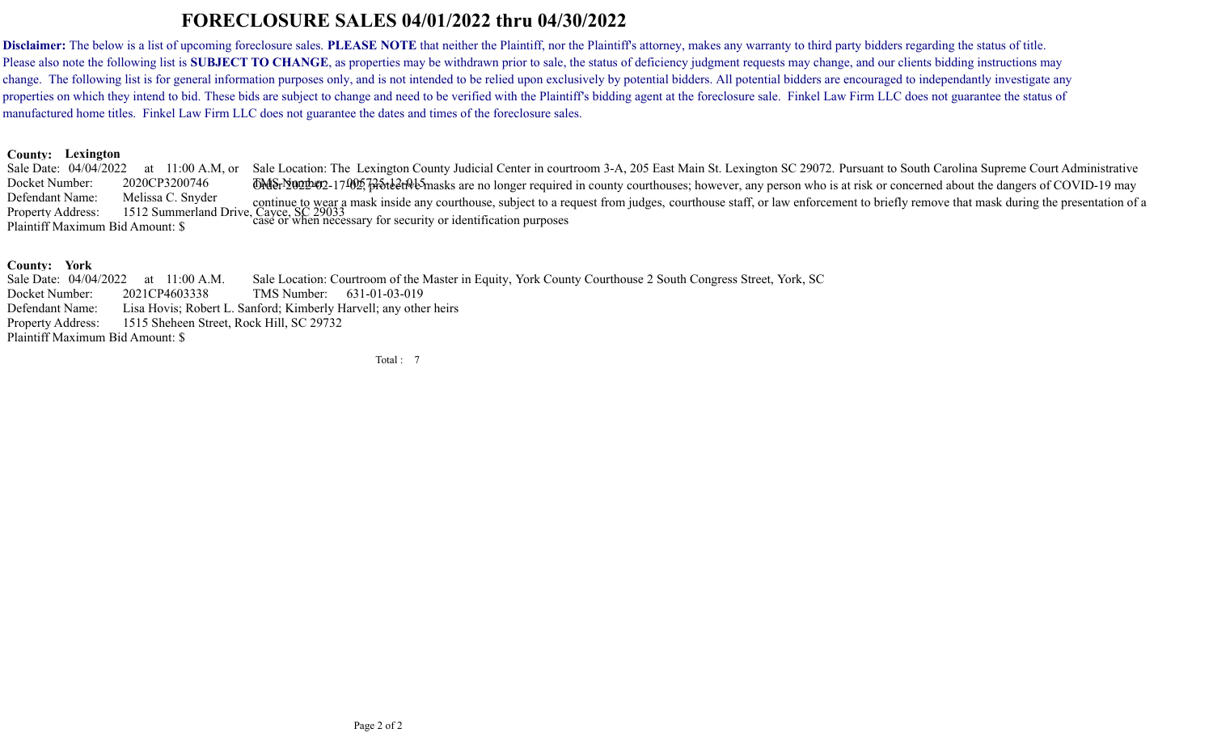# FORECLOSURE SALES 04/01/2022 thru 04/30/2022

**Disclaimer:** The below is a list of upcoming foreclosure sales. **PLEASE NOTE** that neither the Plaintiff, nor the Plaintiff's attorney, makes any warranty to third party bidders regarding the status of title. Please also note the following list is **SUBJECT TO CHANGE**, as properties may be withdrawn prior to sale, the status of deficiency judgment requests may change, and our clients bidding instructions may change. The following list is for general information purposes only, and is not intended to be relied upon exclusively by potential bidders. All potential bidders are encouraged to independantly investigate any properties on which they intend to bid. These bids are subject to change and need to be verified with the Plaintiff's bidding agent at the foreclosure sale. Finkel Law Firm LLC does not guarantee the status of manufactured home titles. Finkel Law Firm LLC does not guarantee the dates and times of the foreclosure sales.

**County: Lexington**

Sale Date: 04/04/2022 at 11:00 A.M, or
Sale Location: The Lexington County Judicial Center in courtroom 3-A, 205 East Main St. Lexington SC 29072. Pursuant to South Carolina Supreme Court Administrative Order 2022-02-17-02, protective masks are no longer required in county courthouses; however, any person who is at risk or concerned about the dangers of COVID-19 may continue to wear a mask inside any courthouse, subject to a request from judges, courthouse staff, or law enforcement to briefly remove that mask during the presentation of a case or when necessary for security or identification purposes

Docket Number: 2020CP3200746
TMS Number: 005735-12-015
Defendant Name: Melissa C. Snyder
Property Address: 1512 Summerland Drive, Cayce, SC 29033
Plaintiff Maximum Bid Amount: $

**County: York**

Sale Date: 04/04/2022 at 11:00 A.M.
Sale Location: Courtroom of the Master in Equity, York County Courthouse 2 South Congress Street, York, SC
Docket Number: 2021CP4603338
TMS Number: 631-01-03-019
Defendant Name: Lisa Hovis; Robert L. Sanford; Kimberly Harvell; any other heirs
Property Address: 1515 Sheheen Street, Rock Hill, SC 29732
Plaintiff Maximum Bid Amount: $

Total : 7